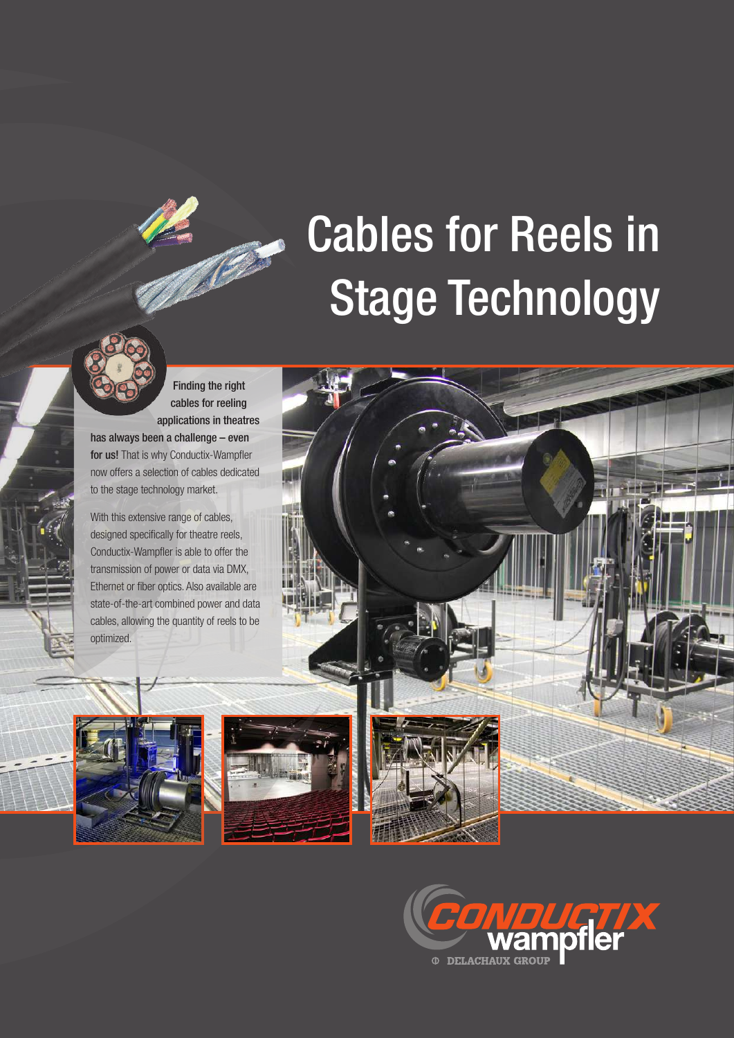# Cables for Reels in Stage Technology

**Finding the right cables for reeling applications in theatres has always been a challenge – even for us!** That is why Conductix-Wampfler now offers a selection of cables dedicated to the stage technology market.

With this extensive range of cables, designed specifically for theatre reels, Conductix-Wampfler is able to offer the transmission of power or data via DMX, Ethernet or fiber optics. Also available are state-of-the-art combined power and data cables, allowing the quantity of reels to be optimized.

CONDUCTIX wampfler
DELACHAUX GROUP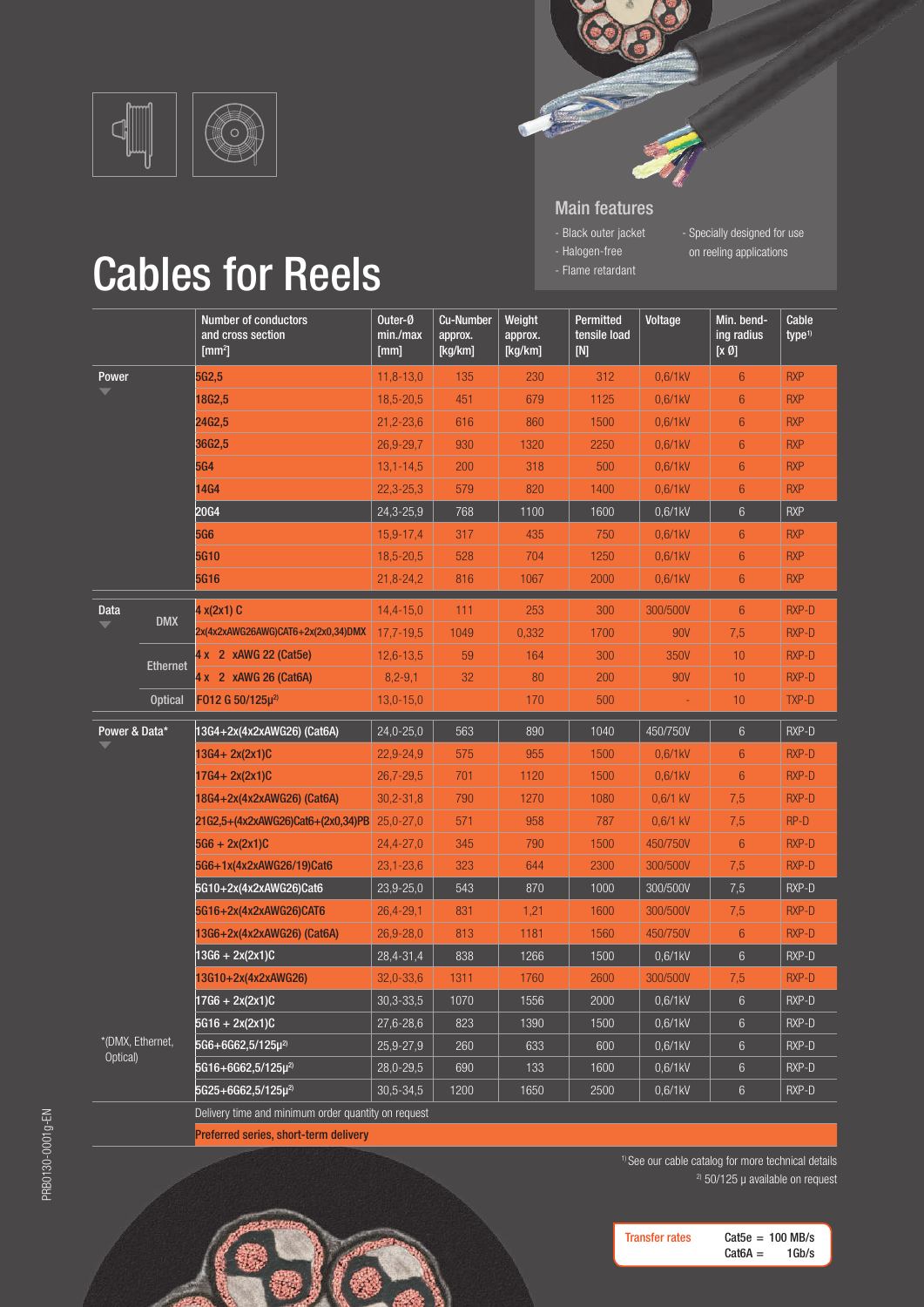# Cables for Reels

## Main features

- Black outer jacket
- Halogen-free
- Flame retardant
- Specially designed for use on reeling applications

| | | Number of conductors and cross section [mm²] | Outer-Ø min./max [mm] | Cu-Number approx. [kg/km] | Weight approx. [kg/km] | Permitted tensile load [N] | Voltage | Min. bending radius [x Ø] | Cable type[1] |
|---|---|---|---|---|---|---|---|---|---|
| Power | | 5G2,5 | 11,8-13,0 | 135 | 230 | 312 | 0,6/1kV | 6 | RXP |
| | | 18G2,5 | 18,5-20,5 | 451 | 679 | 1125 | 0,6/1kV | 6 | RXP |
| | | 24G2,5 | 21,2-23,6 | 616 | 860 | 1500 | 0,6/1kV | 6 | RXP |
| | | 36G2,5 | 26,9-29,7 | 930 | 1320 | 2250 | 0,6/1kV | 6 | RXP |
| | | 5G4 | 13,1-14,5 | 200 | 318 | 500 | 0,6/1kV | 6 | RXP |
| | | 14G4 | 22,3-25,3 | 579 | 820 | 1400 | 0,6/1kV | 6 | RXP |
| | | 20G4 | 24,3-25,9 | 768 | 1100 | 1600 | 0,6/1kV | 6 | RXP |
| | | 5G6 | 15,9-17,4 | 317 | 435 | 750 | 0,6/1kV | 6 | RXP |
| | | 5G10 | 18,5-20,5 | 528 | 704 | 1250 | 0,6/1kV | 6 | RXP |
| | | 5G16 | 21,8-24,2 | 816 | 1067 | 2000 | 0,6/1kV | 6 | RXP |
| Data | DMX | 4 x(2x1) C | 14,4-15,0 | 111 | 253 | 300 | 300/500V | 6 | RXP-D |
| | | 2x(4x2xAWG26AWG)CAT6+2x(2x0,34)DMX | 17,7-19,5 | 1049 | 0,332 | 1700 | 90V | 7,5 | RXP-D |
| | Ethernet | 4 x 2 xAWG 22 (Cat5e) | 12,6-13,5 | 59 | 164 | 300 | 350V | 10 | RXP-D |
| | | 4 x 2 xAWG 26 (Cat6A) | 8,2-9,1 | 32 | 80 | 200 | 90V | 10 | RXP-D |
| | Optical | F012 G 50/125µ[2] | 13,0-15,0 | | 170 | 500 | - | 10 | TXP-D |
| Power & Data* | | 13G4+2x(4x2xAWG26) (Cat6A) | 24,0-25,0 | 563 | 890 | 1040 | 450/750V | 6 | RXP-D |
| | | 13G4+ 2x(2x1)C | 22,9-24,9 | 575 | 955 | 1500 | 0,6/1kV | 6 | RXP-D |
| | | 17G4+ 2x(2x1)C | 26,7-29,5 | 701 | 1120 | 1500 | 0,6/1kV | 6 | RXP-D |
| | | 18G4+2x(4x2xAWG26) (Cat6A) | 30,2-31,8 | 790 | 1270 | 1080 | 0,6/1 kV | 7,5 | RXP-D |
| | | 21G2,5+(4x2xAWG26)Cat6+(2x0,34)PB | 25,0-27,0 | 571 | 958 | 787 | 0,6/1 kV | 7,5 | RP-D |
| | | 5G6 + 2x(2x1)C | 24,4-27,0 | 345 | 790 | 1500 | 450/750V | 6 | RXP-D |
| | | 5G6+1x(4x2xAWG26/19)Cat6 | 23,1-23,6 | 323 | 644 | 2300 | 300/500V | 7,5 | RXP-D |
| | | 5G10+2x(4x2xAWG26)Cat6 | 23,9-25,0 | 543 | 870 | 1000 | 300/500V | 7,5 | RXP-D |
| | | 5G16+2x(4x2xAWG26)CAT6 | 26,4-29,1 | 831 | 1,21 | 1600 | 300/500V | 7,5 | RXP-D |
| | | 13G6+2x(4x2xAWG26) (Cat6A) | 26,9-28,0 | 813 | 1181 | 1560 | 450/750V | 6 | RXP-D |
| | | 13G6 + 2x(2x1)C | 28,4-31,4 | 838 | 1266 | 1500 | 0,6/1kV | 6 | RXP-D |
| | | 13G10+2x(4x2xAWG26) | 32,0-33,6 | 1311 | 1760 | 2600 | 300/500V | 7,5 | RXP-D |
| | | 17G6 + 2x(2x1)C | 30,3-33,5 | 1070 | 1556 | 2000 | 0,6/1kV | 6 | RXP-D |
| | | 5G16 + 2x(2x1)C | 27,6-28,6 | 823 | 1390 | 1500 | 0,6/1kV | 6 | RXP-D |
| *(DMX, Ethernet, Optical) | | 5G6+6G62,5/125µ[2] | 25,9-27,9 | 260 | 633 | 600 | 0,6/1kV | 6 | RXP-D |
| | | 5G16+6G62,5/125µ[2] | 28,0-29,5 | 690 | 133 | 1600 | 0,6/1kV | 6 | RXP-D |
| | | 5G25+6G62,5/125µ[2] | 30,5-34,5 | 1200 | 1650 | 2500 | 0,6/1kV | 6 | RXP-D |

Delivery time and minimum order quantity on request

Preferred series, short-term delivery

[1] See our cable catalog for more technical details

[2] 50/125 µ available on request

Transfer rates: Cat5e = 100 MB/s, Cat6A = 1Gb/s

PRB0130-0001g-EN